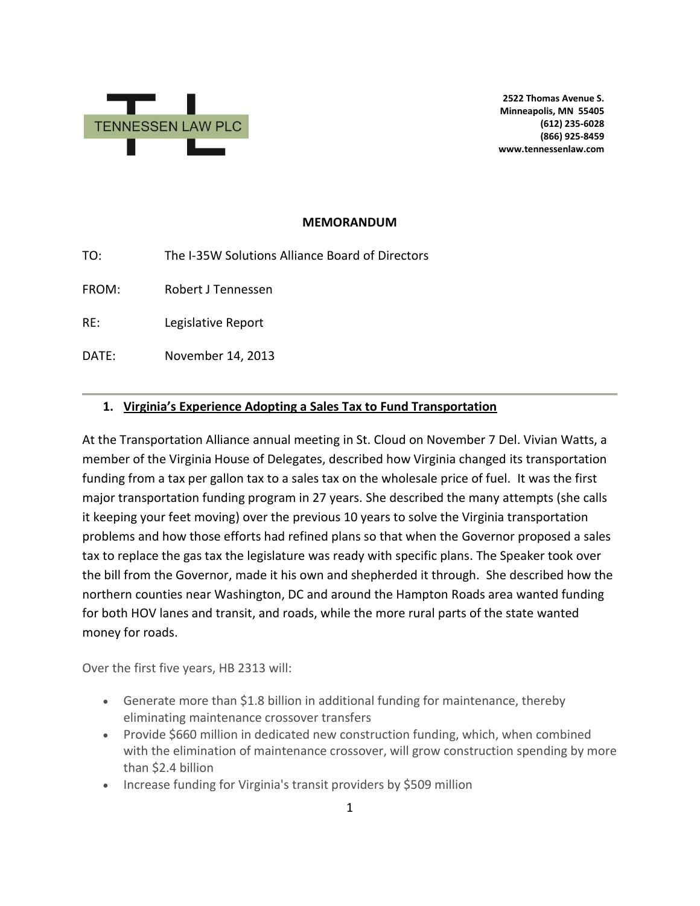TENNESSEN LAW PLC

**2522 Thomas Avenue S.**
**Minneapolis, MN 55405**
**(612) 235-6028**
**(866) 925-8459**
**www.tennessenlaw.com**

## MEMORANDUM

TO: The I-35W Solutions Alliance Board of Directors

FROM: Robert J Tennessen

RE: Legislative Report

DATE: November 14, 2013

---

### 1. Virginia's Experience Adopting a Sales Tax to Fund Transportation

At the Transportation Alliance annual meeting in St. Cloud on November 7 Del. Vivian Watts, a member of the Virginia House of Delegates, described how Virginia changed its transportation funding from a tax per gallon tax to a sales tax on the wholesale price of fuel. It was the first major transportation funding program in 27 years. She described the many attempts (she calls it keeping your feet moving) over the previous 10 years to solve the Virginia transportation problems and how those efforts had refined plans so that when the Governor proposed a sales tax to replace the gas tax the legislature was ready with specific plans. The Speaker took over the bill from the Governor, made it his own and shepherded it through. She described how the northern counties near Washington, DC and around the Hampton Roads area wanted funding for both HOV lanes and transit, and roads, while the more rural parts of the state wanted money for roads.

Over the first five years, HB 2313 will:

- Generate more than $1.8 billion in additional funding for maintenance, thereby eliminating maintenance crossover transfers
- Provide $660 million in dedicated new construction funding, which, when combined with the elimination of maintenance crossover, will grow construction spending by more than $2.4 billion
- Increase funding for Virginia's transit providers by $509 million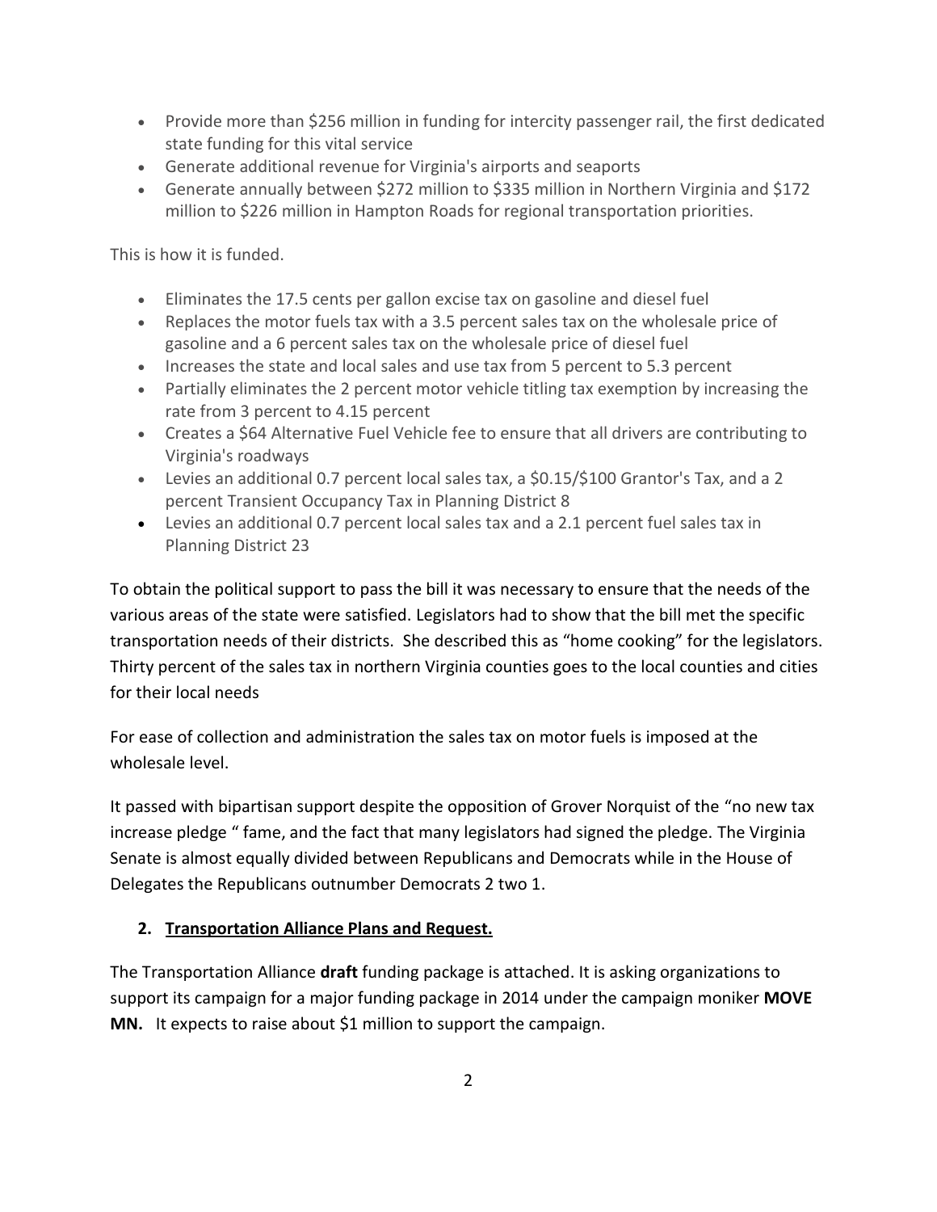- Provide more than $256 million in funding for intercity passenger rail, the first dedicated state funding for this vital service
- Generate additional revenue for Virginia's airports and seaports
- Generate annually between $272 million to $335 million in Northern Virginia and $172 million to $226 million in Hampton Roads for regional transportation priorities.

This is how it is funded.

- Eliminates the 17.5 cents per gallon excise tax on gasoline and diesel fuel
- Replaces the motor fuels tax with a 3.5 percent sales tax on the wholesale price of gasoline and a 6 percent sales tax on the wholesale price of diesel fuel
- Increases the state and local sales and use tax from 5 percent to 5.3 percent
- Partially eliminates the 2 percent motor vehicle titling tax exemption by increasing the rate from 3 percent to 4.15 percent
- Creates a $64 Alternative Fuel Vehicle fee to ensure that all drivers are contributing to Virginia's roadways
- Levies an additional 0.7 percent local sales tax, a $0.15/$100 Grantor's Tax, and a 2 percent Transient Occupancy Tax in Planning District 8
- Levies an additional 0.7 percent local sales tax and a 2.1 percent fuel sales tax in Planning District 23

To obtain the political support to pass the bill it was necessary to ensure that the needs of the various areas of the state were satisfied. Legislators had to show that the bill met the specific transportation needs of their districts. She described this as "home cooking" for the legislators. Thirty percent of the sales tax in northern Virginia counties goes to the local counties and cities for their local needs

For ease of collection and administration the sales tax on motor fuels is imposed at the wholesale level.

It passed with bipartisan support despite the opposition of Grover Norquist of the "no new tax increase pledge " fame, and the fact that many legislators had signed the pledge. The Virginia Senate is almost equally divided between Republicans and Democrats while in the House of Delegates the Republicans outnumber Democrats 2 two 1.

## 2. <u>Transportation Alliance Plans and Request.</u>

The Transportation Alliance **draft** funding package is attached. It is asking organizations to support its campaign for a major funding package in 2014 under the campaign moniker **MOVE MN.** It expects to raise about $1 million to support the campaign.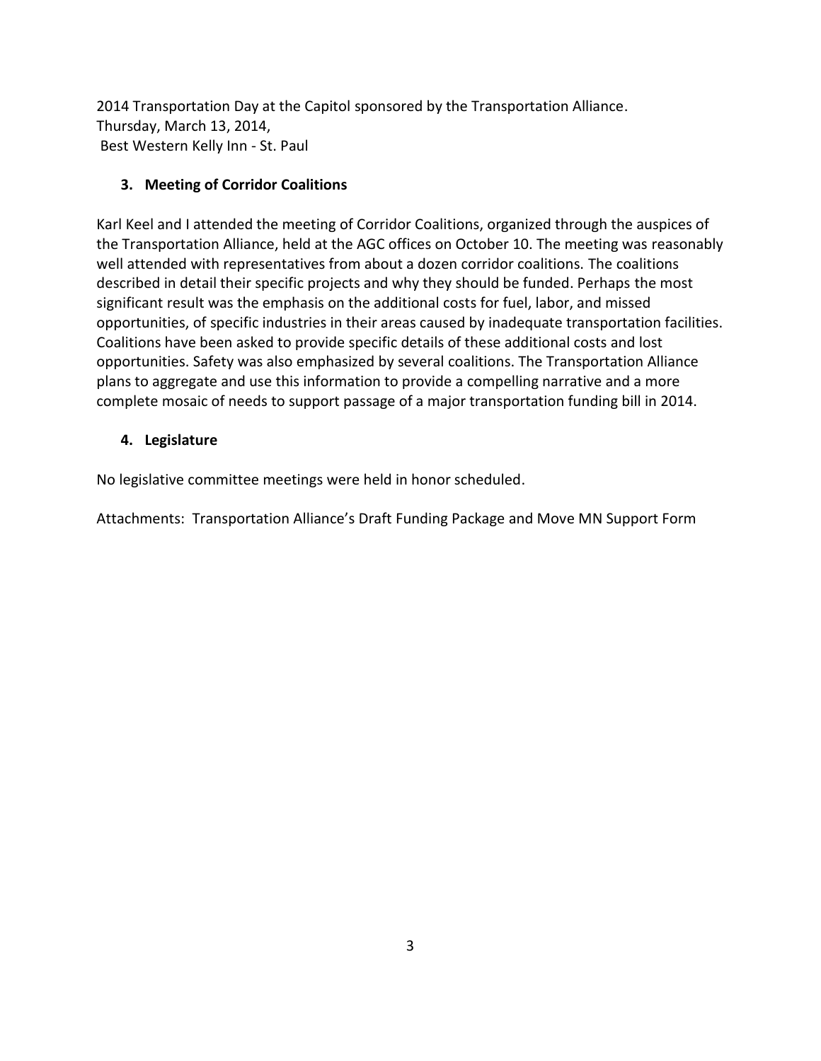2014 Transportation Day at the Capitol sponsored by the Transportation Alliance.
Thursday, March 13, 2014,
Best Western Kelly Inn - St. Paul

### 3. Meeting of Corridor Coalitions

Karl Keel and I attended the meeting of Corridor Coalitions, organized through the auspices of the Transportation Alliance, held at the AGC offices on October 10. The meeting was reasonably well attended with representatives from about a dozen corridor coalitions. The coalitions described in detail their specific projects and why they should be funded. Perhaps the most significant result was the emphasis on the additional costs for fuel, labor, and missed opportunities, of specific industries in their areas caused by inadequate transportation facilities. Coalitions have been asked to provide specific details of these additional costs and lost opportunities. Safety was also emphasized by several coalitions. The Transportation Alliance plans to aggregate and use this information to provide a compelling narrative and a more complete mosaic of needs to support passage of a major transportation funding bill in 2014.

### 4. Legislature

No legislative committee meetings were held in honor scheduled.

Attachments: Transportation Alliance's Draft Funding Package and Move MN Support Form